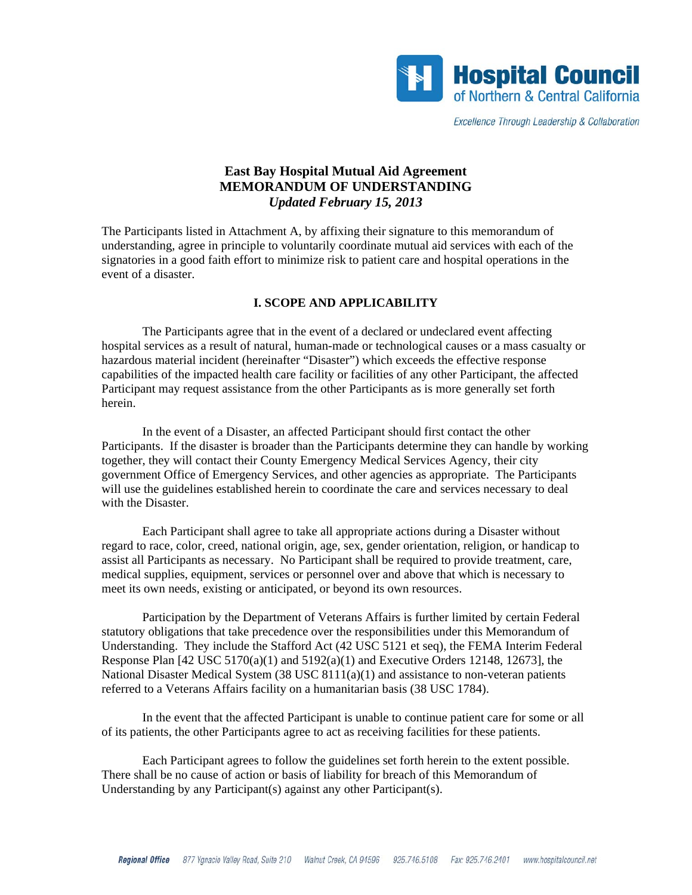# East Bay Hospital Mutual Aid Agreement
# MEMORANDUM OF UNDERSTANDING
*Updated February 15, 2013*

The Participants listed in Attachment A, by affixing their signature to this memorandum of understanding, agree in principle to voluntarily coordinate mutual aid services with each of the signatories in a good faith effort to minimize risk to patient care and hospital operations in the event of a disaster.

## I. SCOPE AND APPLICABILITY

The Participants agree that in the event of a declared or undeclared event affecting hospital services as a result of natural, human-made or technological causes or a mass casualty or hazardous material incident (hereinafter "Disaster") which exceeds the effective response capabilities of the impacted health care facility or facilities of any other Participant, the affected Participant may request assistance from the other Participants as is more generally set forth herein.

In the event of a Disaster, an affected Participant should first contact the other Participants. If the disaster is broader than the Participants determine they can handle by working together, they will contact their County Emergency Medical Services Agency, their city government Office of Emergency Services, and other agencies as appropriate. The Participants will use the guidelines established herein to coordinate the care and services necessary to deal with the Disaster.

Each Participant shall agree to take all appropriate actions during a Disaster without regard to race, color, creed, national origin, age, sex, gender orientation, religion, or handicap to assist all Participants as necessary. No Participant shall be required to provide treatment, care, medical supplies, equipment, services or personnel over and above that which is necessary to meet its own needs, existing or anticipated, or beyond its own resources.

Participation by the Department of Veterans Affairs is further limited by certain Federal statutory obligations that take precedence over the responsibilities under this Memorandum of Understanding. They include the Stafford Act (42 USC 5121 et seq), the FEMA Interim Federal Response Plan [42 USC 5170(a)(1) and 5192(a)(1) and Executive Orders 12148, 12673], the National Disaster Medical System (38 USC 8111(a)(1) and assistance to non-veteran patients referred to a Veterans Affairs facility on a humanitarian basis (38 USC 1784).

In the event that the affected Participant is unable to continue patient care for some or all of its patients, the other Participants agree to act as receiving facilities for these patients.

Each Participant agrees to follow the guidelines set forth herein to the extent possible. There shall be no cause of action or basis of liability for breach of this Memorandum of Understanding by any Participant(s) against any other Participant(s).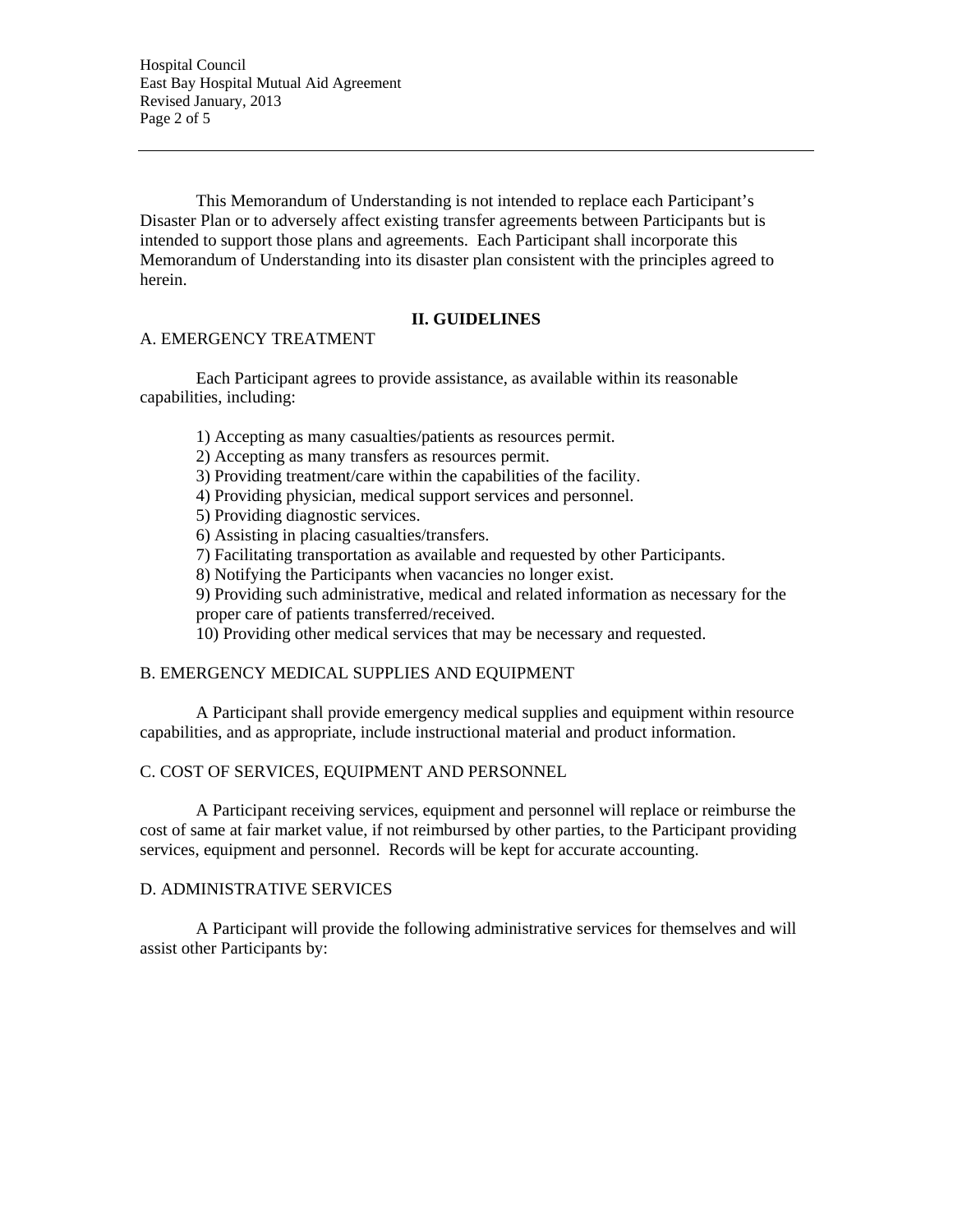This Memorandum of Understanding is not intended to replace each Participant's Disaster Plan or to adversely affect existing transfer agreements between Participants but is intended to support those plans and agreements. Each Participant shall incorporate this Memorandum of Understanding into its disaster plan consistent with the principles agreed to herein.

## II. GUIDELINES

### A. EMERGENCY TREATMENT

Each Participant agrees to provide assistance, as available within its reasonable capabilities, including:

1) Accepting as many casualties/patients as resources permit.
2) Accepting as many transfers as resources permit.
3) Providing treatment/care within the capabilities of the facility.
4) Providing physician, medical support services and personnel.
5) Providing diagnostic services.
6) Assisting in placing casualties/transfers.
7) Facilitating transportation as available and requested by other Participants.
8) Notifying the Participants when vacancies no longer exist.
9) Providing such administrative, medical and related information as necessary for the proper care of patients transferred/received.
10) Providing other medical services that may be necessary and requested.

### B. EMERGENCY MEDICAL SUPPLIES AND EQUIPMENT

A Participant shall provide emergency medical supplies and equipment within resource capabilities, and as appropriate, include instructional material and product information.

### C. COST OF SERVICES, EQUIPMENT AND PERSONNEL

A Participant receiving services, equipment and personnel will replace or reimburse the cost of same at fair market value, if not reimbursed by other parties, to the Participant providing services, equipment and personnel. Records will be kept for accurate accounting.

### D. ADMINISTRATIVE SERVICES

A Participant will provide the following administrative services for themselves and will assist other Participants by: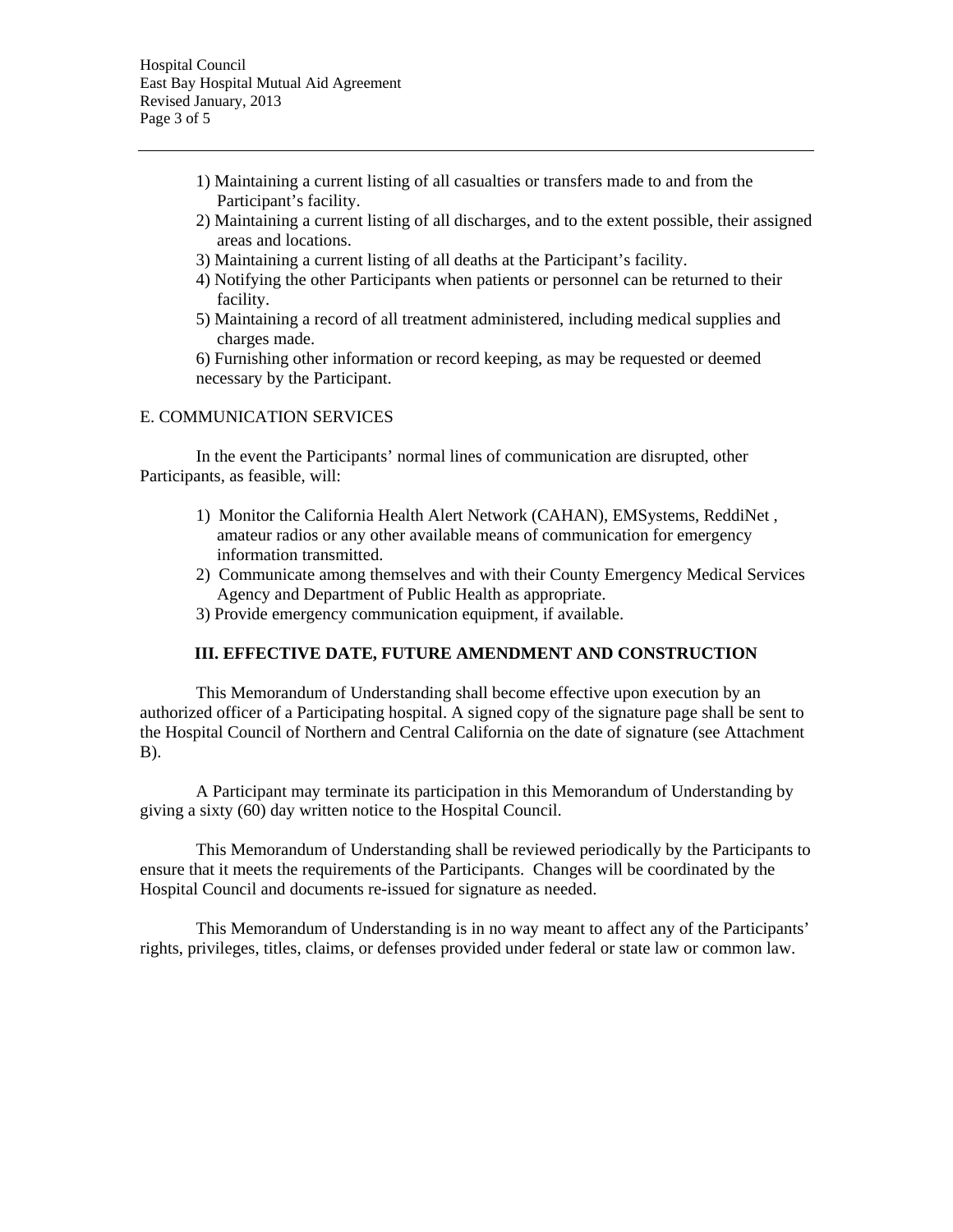1) Maintaining a current listing of all casualties or transfers made to and from the Participant's facility.
2) Maintaining a current listing of all discharges, and to the extent possible, their assigned areas and locations.
3) Maintaining a current listing of all deaths at the Participant's facility.
4) Notifying the other Participants when patients or personnel can be returned to their facility.
5) Maintaining a record of all treatment administered, including medical supplies and charges made.
6) Furnishing other information or record keeping, as may be requested or deemed necessary by the Participant.

E. COMMUNICATION SERVICES

In the event the Participants' normal lines of communication are disrupted, other Participants, as feasible, will:

1) Monitor the California Health Alert Network (CAHAN), EMSystems, ReddiNet , amateur radios or any other available means of communication for emergency information transmitted.
2) Communicate among themselves and with their County Emergency Medical Services Agency and Department of Public Health as appropriate.
3) Provide emergency communication equipment, if available.

## III. EFFECTIVE DATE, FUTURE AMENDMENT AND CONSTRUCTION

This Memorandum of Understanding shall become effective upon execution by an authorized officer of a Participating hospital. A signed copy of the signature page shall be sent to the Hospital Council of Northern and Central California on the date of signature (see Attachment B).

A Participant may terminate its participation in this Memorandum of Understanding by giving a sixty (60) day written notice to the Hospital Council.

This Memorandum of Understanding shall be reviewed periodically by the Participants to ensure that it meets the requirements of the Participants. Changes will be coordinated by the Hospital Council and documents re-issued for signature as needed.

This Memorandum of Understanding is in no way meant to affect any of the Participants' rights, privileges, titles, claims, or defenses provided under federal or state law or common law.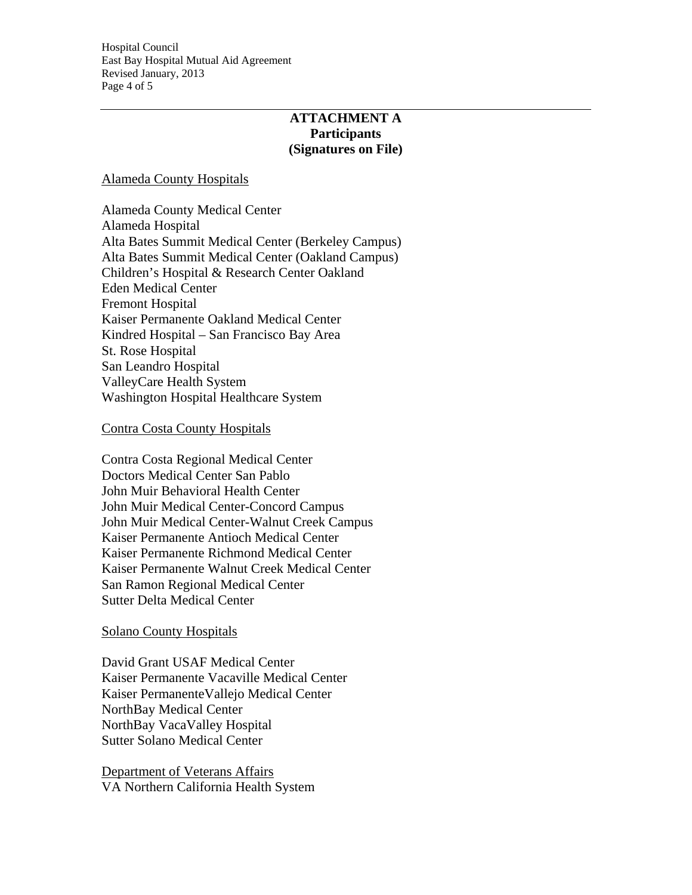**ATTACHMENT A**
**Participants**
**(Signatures on File)**

Alameda County Hospitals

Alameda County Medical Center
Alameda Hospital
Alta Bates Summit Medical Center (Berkeley Campus)
Alta Bates Summit Medical Center (Oakland Campus)
Children's Hospital & Research Center Oakland
Eden Medical Center
Fremont Hospital
Kaiser Permanente Oakland Medical Center
Kindred Hospital – San Francisco Bay Area
St. Rose Hospital
San Leandro Hospital
ValleyCare Health System
Washington Hospital Healthcare System

Contra Costa County Hospitals

Contra Costa Regional Medical Center
Doctors Medical Center San Pablo
John Muir Behavioral Health Center
John Muir Medical Center-Concord Campus
John Muir Medical Center-Walnut Creek Campus
Kaiser Permanente Antioch Medical Center
Kaiser Permanente Richmond Medical Center
Kaiser Permanente Walnut Creek Medical Center
San Ramon Regional Medical Center
Sutter Delta Medical Center

Solano County Hospitals

David Grant USAF Medical Center
Kaiser Permanente Vacaville Medical Center
Kaiser PermanenteVallejo Medical Center
NorthBay Medical Center
NorthBay VacaValley Hospital
Sutter Solano Medical Center

Department of Veterans Affairs
VA Northern California Health System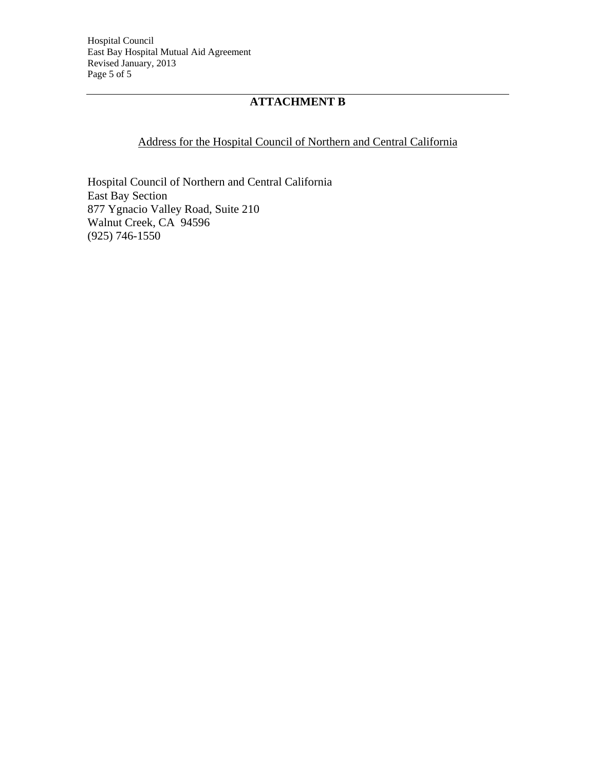## ATTACHMENT B

Address for the Hospital Council of Northern and Central California

Hospital Council of Northern and Central California
East Bay Section
877 Ygnacio Valley Road, Suite 210
Walnut Creek, CA 94596
(925) 746-1550